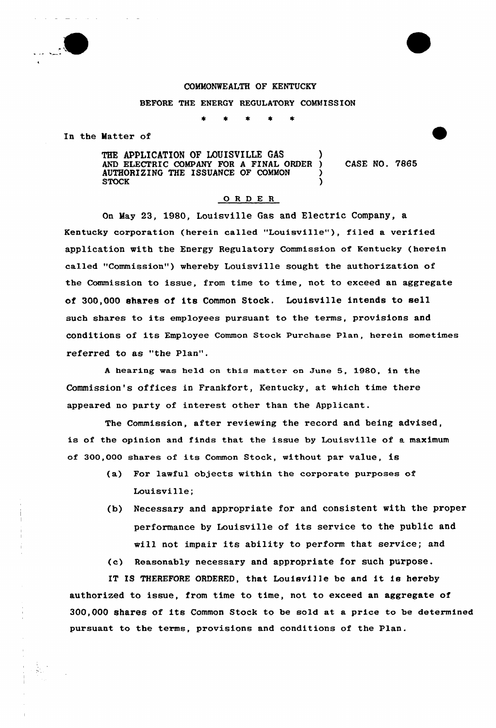COMMONWEALTH OF KENTUCKY

BEFORE THE ENERGY REGULATORY COMMISSION

\* \* \* \* \*

In the Matter of

THE APPLICATION OF LOUISVILLE GAS AND ELECTRIC COMPANY FOR A FINAL ORDER AUTHORIZING THE ISSUANCE OF COMMON STOCK ) CASE NO. 7865

## ORDER

On May 23, 1980, Louisville Gas and Electric Company, a Kentucky corporation (herein called "Louisville"), filed a verified application with the Energy Regulatory Commission of Kentucky (herein called "Commission") whereby Louisville sought the authorization of the Commission to issue, from time to time, not to exceed an aggregate of 300,000 shares of its Common Stock. Louisville intends to sell such shares to its employees pursuant to the terms, provisions and conditions of its Employee Common Stock Purchase Plan, herein sometimes referred to as "the Plan".

A hearing was held on this matter on June 5, 1980, in the Commission's offices in Frankfort, Kentucky, at which time there appeared no party of interest other than the Applicant.

The Commission, after reviewing the record and being advised, is of the opinion and finds that the issue by Louisville of a maximum of 300,000 shares of its Common Stock, without par value, is

(a) For lawful objects within the corporate purposes of Louisville;

(b) Necessary and appropriate for and consistent with the proper performance by Louisville of its service to the public and will not impair its ability to perform that service; and

(c) Reasonably necessary and appropriate for such purpose.

IT IS THEREFORE ORDERED, that Louisville be and it is hereby authorized to issue, from time to time, not to exceed an aggregate of 300,000 shares of its Common Stock to be sold at a price to be determined pursuant to the terms, provisions and conditions of the Plan.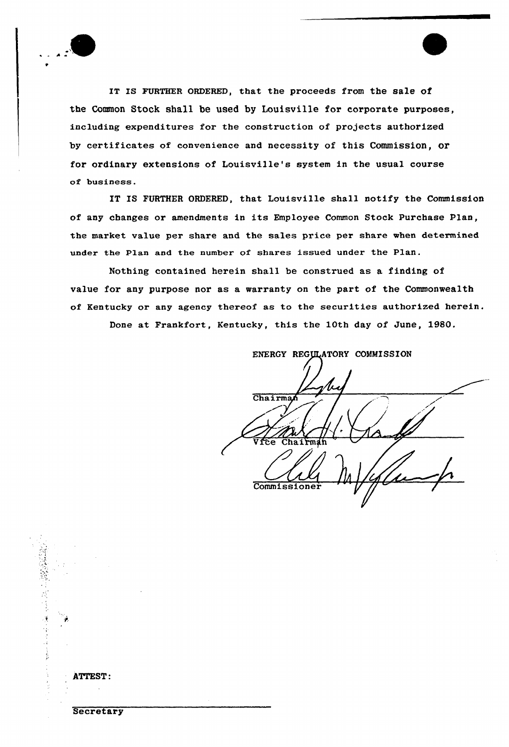IT IS FURTHER ORDERED, that the proceeds from the sale of the Common Stock shall be used by Louisville for corporate purposes, including expenditures for the construction of projects authorized by certificates of convenience and necessity of this Commission, or for ordinary extensions of Louisville's system in the usual course of business.

IT IS FURTHER ORDERED, that Louisville shall notify the Commission of any changes or amendments in its Employee Common Stock Purchase Plan, the market value per share and the sales price per share when determined under the Plan and the number of shares issued under the Plan.

Nothing contained herein shall be construed as a finding of value for any purpose nor as a warranty on the part of the Commonwealth of Kentucky or any agency thereof as to the securities authorized herein.

Done at Frankfort, Kentucky, this the 10th day of June, 1980.

ENERGY REGULATORY COMMISSION

Chairman

Vice Chairman

Commissioner

ATTEST:

Secretary